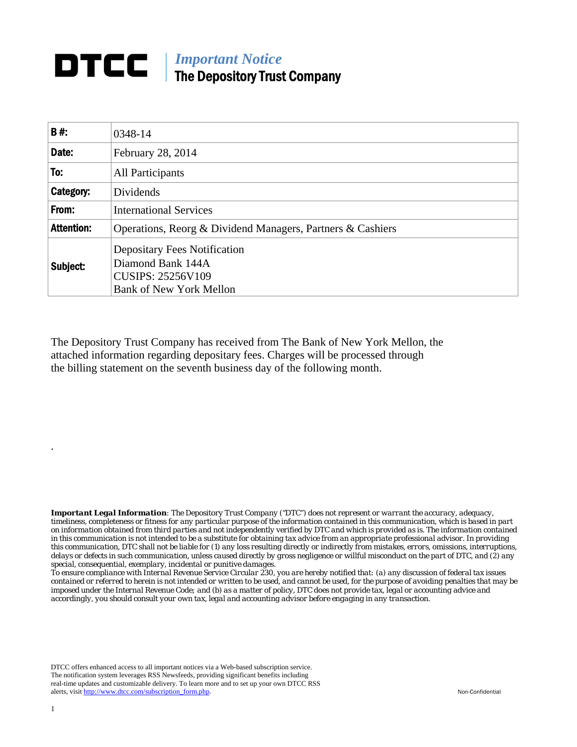# DTCC | *Important Notice*
## The Depository Trust Company

| | |
|---|---|
| **B #:** | 0348-14 |
| **Date:** | February 28, 2014 |
| **To:** | All Participants |
| **Category:** | Dividends |
| **From:** | International Services |
| **Attention:** | Operations, Reorg & Dividend Managers, Partners & Cashiers |
| **Subject:** | Depositary Fees Notification<br>Diamond Bank 144A<br>CUSIPS: 25256V109<br>Bank of New York Mellon |

The Depository Trust Company has received from The Bank of New York Mellon, the attached information regarding depositary fees. Charges will be processed through the billing statement on the seventh business day of the following month.

.

***Important Legal Information***: *The Depository Trust Company ("DTC") does not represent or warrant the accuracy, adequacy, timeliness, completeness or fitness for any particular purpose of the information contained in this communication, which is based in part on information obtained from third parties and not independently verified by DTC and which is provided as is. The information contained in this communication is not intended to be a substitute for obtaining tax advice from an appropriate professional advisor. In providing this communication, DTC shall not be liable for (1) any loss resulting directly or indirectly from mistakes, errors, omissions, interruptions, delays or defects in such communication, unless caused directly by gross negligence or willful misconduct on the part of DTC, and (2) any special, consequential, exemplary, incidental or punitive damages.*

*To ensure compliance with Internal Revenue Service Circular 230, you are hereby notified that: (a) any discussion of federal tax issues contained or referred to herein is not intended or written to be used, and cannot be used, for the purpose of avoiding penalties that may be imposed under the Internal Revenue Code; and (b) as a matter of policy, DTC does not provide tax, legal or accounting advice and accordingly, you should consult your own tax, legal and accounting advisor before engaging in any transaction.*

DTCC offers enhanced access to all important notices via a Web-based subscription service. The notification system leverages RSS Newsfeeds, providing significant benefits including real-time updates and customizable delivery. To learn more and to set up your own DTCC RSS alerts, visit http://www.dtcc.com/subscription_form.php.

Non-Confidential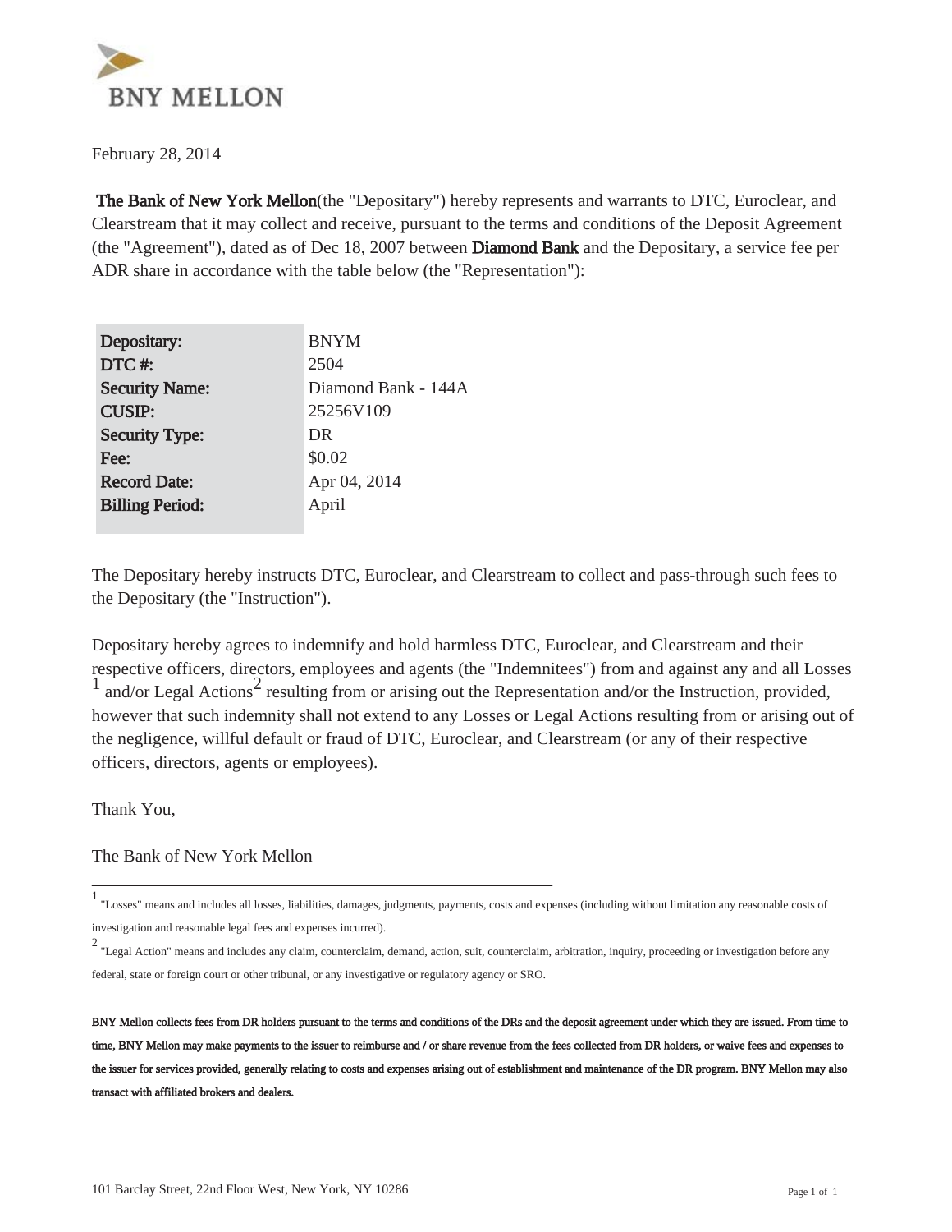BNY MELLON

February 28, 2014

**The Bank of New York Mellon**(the "Depositary") hereby represents and warrants to DTC, Euroclear, and Clearstream that it may collect and receive, pursuant to the terms and conditions of the Deposit Agreement (the "Agreement"), dated as of Dec 18, 2007 between **Diamond Bank** and the Depositary, a service fee per ADR share in accordance with the table below (the "Representation"):

| | |
|---|---|
| **Depositary:** | BNYM |
| **DTC #:** | 2504 |
| **Security Name:** | Diamond Bank - 144A |
| **CUSIP:** | 25256V109 |
| **Security Type:** | DR |
| **Fee:** | $0.02 |
| **Record Date:** | Apr 04, 2014 |
| **Billing Period:** | April |

The Depositary hereby instructs DTC, Euroclear, and Clearstream to collect and pass-through such fees to the Depositary (the "Instruction").

Depositary hereby agrees to indemnify and hold harmless DTC, Euroclear, and Clearstream and their respective officers, directors, employees and agents (the "Indemnitees") from and against any and all Losses [1] and/or Legal Actions[2] resulting from or arising out the Representation and/or the Instruction, provided, however that such indemnity shall not extend to any Losses or Legal Actions resulting from or arising out of the negligence, willful default or fraud of DTC, Euroclear, and Clearstream (or any of their respective officers, directors, agents or employees).

Thank You,

The Bank of New York Mellon

---

[1] "Losses" means and includes all losses, liabilities, damages, judgments, payments, costs and expenses (including without limitation any reasonable costs of investigation and reasonable legal fees and expenses incurred).

[2] "Legal Action" means and includes any claim, counterclaim, demand, action, suit, counterclaim, arbitration, inquiry, proceeding or investigation before any federal, state or foreign court or other tribunal, or any investigative or regulatory agency or SRO.

**BNY Mellon collects fees from DR holders pursuant to the terms and conditions of the DRs and the deposit agreement under which they are issued. From time to time, BNY Mellon may make payments to the issuer to reimburse and / or share revenue from the fees collected from DR holders, or waive fees and expenses to the issuer for services provided, generally relating to costs and expenses arising out of establishment and maintenance of the DR program. BNY Mellon may also transact with affiliated brokers and dealers.**

101 Barclay Street, 22nd Floor West, New York, NY 10286